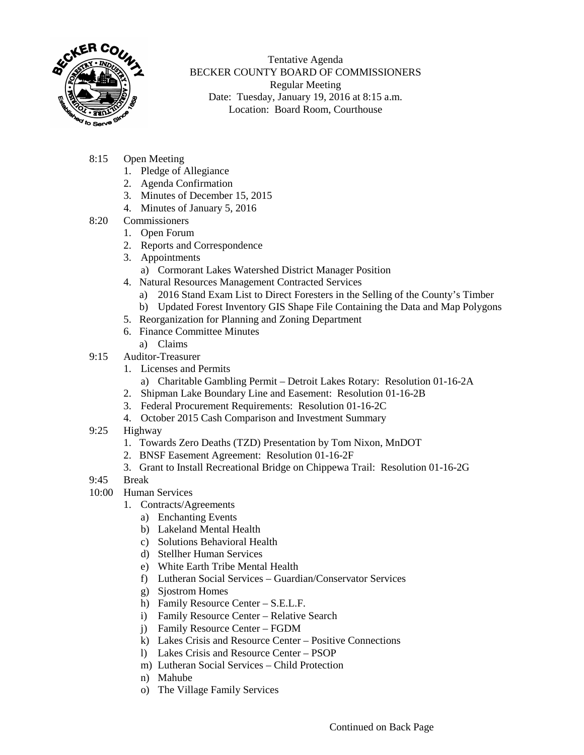Tentative Agenda
BECKER COUNTY BOARD OF COMMISSIONERS
Regular Meeting
Date: Tuesday, January 19, 2016 at 8:15 a.m.
Location: Board Room, Courthouse

8:15 Open Meeting
1. Pledge of Allegiance
2. Agenda Confirmation
3. Minutes of December 15, 2015
4. Minutes of January 5, 2016

8:20 Commissioners
1. Open Forum
2. Reports and Correspondence
3. Appointments
   a) Cormorant Lakes Watershed District Manager Position
4. Natural Resources Management Contracted Services
   a) 2016 Stand Exam List to Direct Foresters in the Selling of the County's Timber
   b) Updated Forest Inventory GIS Shape File Containing the Data and Map Polygons
5. Reorganization for Planning and Zoning Department
6. Finance Committee Minutes
   a) Claims

9:15 Auditor-Treasurer
1. Licenses and Permits
   a) Charitable Gambling Permit – Detroit Lakes Rotary: Resolution 01-16-2A
2. Shipman Lake Boundary Line and Easement: Resolution 01-16-2B
3. Federal Procurement Requirements: Resolution 01-16-2C
4. October 2015 Cash Comparison and Investment Summary

9:25 Highway
1. Towards Zero Deaths (TZD) Presentation by Tom Nixon, MnDOT
2. BNSF Easement Agreement: Resolution 01-16-2F
3. Grant to Install Recreational Bridge on Chippewa Trail: Resolution 01-16-2G

9:45 Break

10:00 Human Services
1. Contracts/Agreements
   a) Enchanting Events
   b) Lakeland Mental Health
   c) Solutions Behavioral Health
   d) Stellher Human Services
   e) White Earth Tribe Mental Health
   f) Lutheran Social Services – Guardian/Conservator Services
   g) Sjostrom Homes
   h) Family Resource Center – S.E.L.F.
   i) Family Resource Center – Relative Search
   j) Family Resource Center – FGDM
   k) Lakes Crisis and Resource Center – Positive Connections
   l) Lakes Crisis and Resource Center – PSOP
   m) Lutheran Social Services – Child Protection
   n) Mahube
   o) The Village Family Services

Continued on Back Page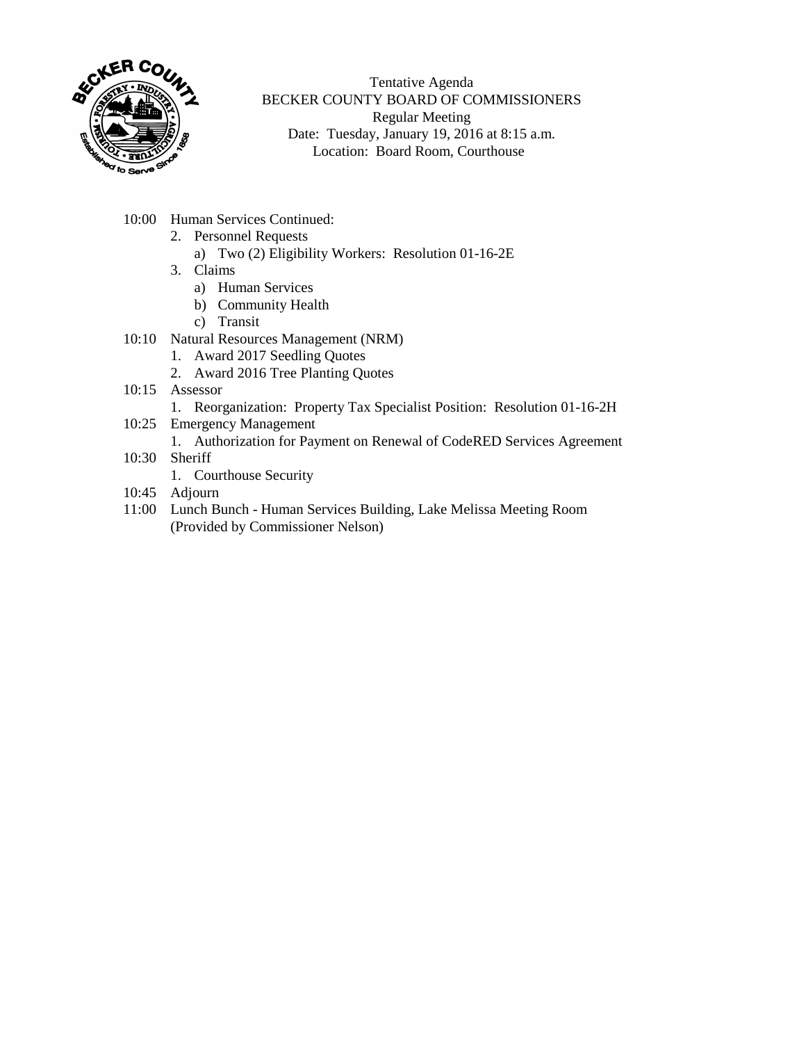Tentative Agenda
BECKER COUNTY BOARD OF COMMISSIONERS
Regular Meeting
Date: Tuesday, January 19, 2016 at 8:15 a.m.
Location: Board Room, Courthouse

- 10:00 Human Services Continued:
  2. Personnel Requests
     a) Two (2) Eligibility Workers: Resolution 01-16-2E
  3. Claims
     a) Human Services
     b) Community Health
     c) Transit
- 10:10 Natural Resources Management (NRM)
  1. Award 2017 Seedling Quotes
  2. Award 2016 Tree Planting Quotes
- 10:15 Assessor
  1. Reorganization: Property Tax Specialist Position: Resolution 01-16-2H
- 10:25 Emergency Management
  1. Authorization for Payment on Renewal of CodeRED Services Agreement
- 10:30 Sheriff
  1. Courthouse Security
- 10:45 Adjourn
- 11:00 Lunch Bunch - Human Services Building, Lake Melissa Meeting Room (Provided by Commissioner Nelson)